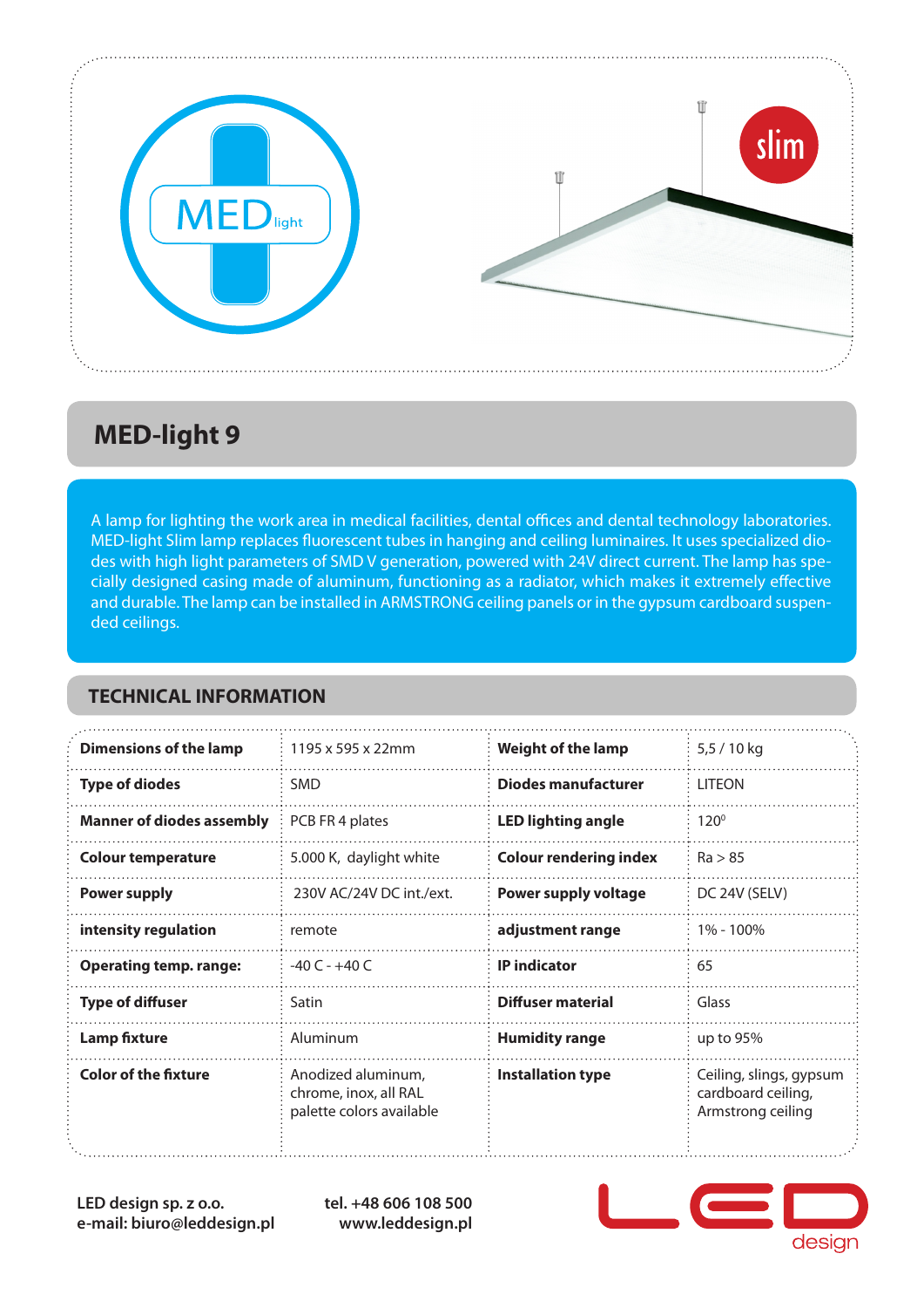MED light

slim

# MED-light 9

A lamp for lighting the work area in medical facilities, dental offices and dental technology laboratories. MED-light Slim lamp replaces fluorescent tubes in hanging and ceiling luminaires. It uses specialized diodes with high light parameters of SMD V generation, powered with 24V direct current. The lamp has specially designed casing made of aluminum, functioning as a radiator, which makes it extremely effective and durable. The lamp can be installed in ARMSTRONG ceiling panels or in the gypsum cardboard suspended ceilings.

## TECHNICAL INFORMATION

| | | | |
|---|---|---|---|
| **Dimensions of the lamp** | 1195 x 595 x 22mm | **Weight of the lamp** | 5,5 / 10 kg |
| **Type of diodes** | SMD | **Diodes manufacturer** | LITEON |
| **Manner of diodes assembly** | PCB FR 4 plates | **LED lighting angle** | 120⁰ |
| **Colour temperature** | 5.000 K, daylight white | **Colour rendering index** | Ra > 85 |
| **Power supply** | 230V AC/24V DC int./ext. | **Power supply voltage** | DC 24V (SELV) |
| **intensity regulation** | remote | **adjustment range** | 1% - 100% |
| **Operating temp. range:** | -40 C - +40 C | **IP indicator** | 65 |
| **Type of diffuser** | Satin | **Diffuser material** | Glass |
| **Lamp fixture** | Aluminum | **Humidity range** | up to 95% |
| **Color of the fixture** | Anodized aluminum, chrome, inox, all RAL palette colors available | **Installation type** | Ceiling, slings, gypsum cardboard ceiling, Armstrong ceiling |

**LED design sp. z o.o.**
**e-mail: biuro@leddesign.pl**

**tel. +48 606 108 500**
**www.leddesign.pl**

LED design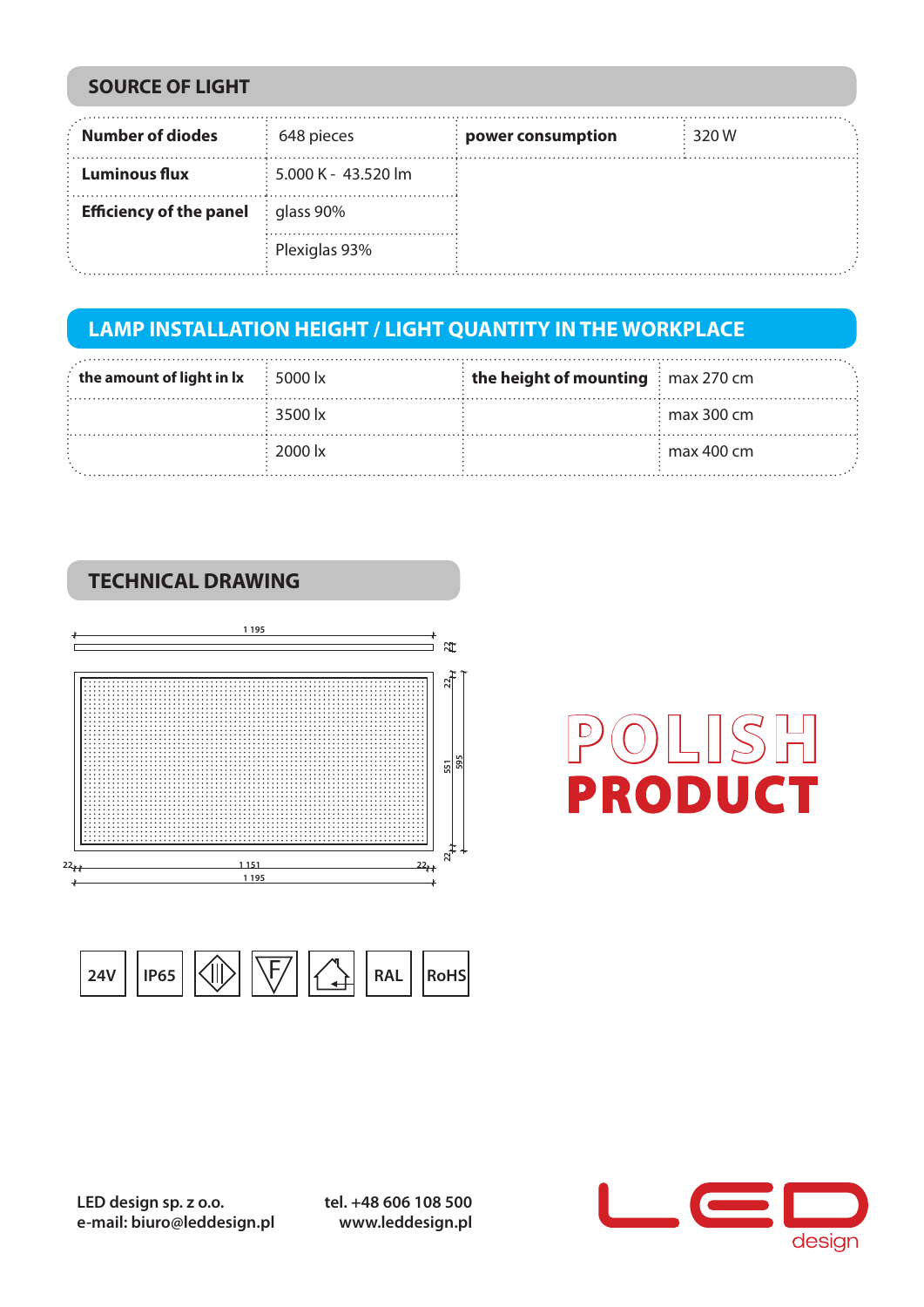## SOURCE OF LIGHT

| | | | |
|---|---|---|---|
| **Number of diodes** | 648 pieces | **power consumption** | 320 W |
| **Luminous flux** | 5.000 K - 43.520 lm | | |
| **Efficiency of the panel** | glass 90% | | |
| | Plexiglas 93% | | |

## LAMP INSTALLATION HEIGHT / LIGHT QUANTITY IN THE WORKPLACE

| | | | |
|---|---|---|---|
| **the amount of light in lx** | 5000 lx | **the height of mounting** | max 270 cm |
| | 3500 lx | | max 300 cm |
| | 2000 lx | | max 400 cm |

## TECHNICAL DRAWING

1 195
22
22
551
595
22
22
1 151
22
1 195

24V IP65 RAL RoHS

POLISH
PRODUCT

LED design sp. z o.o.
e-mail: biuro@leddesign.pl

tel. +48 606 108 500
www.leddesign.pl

LED design